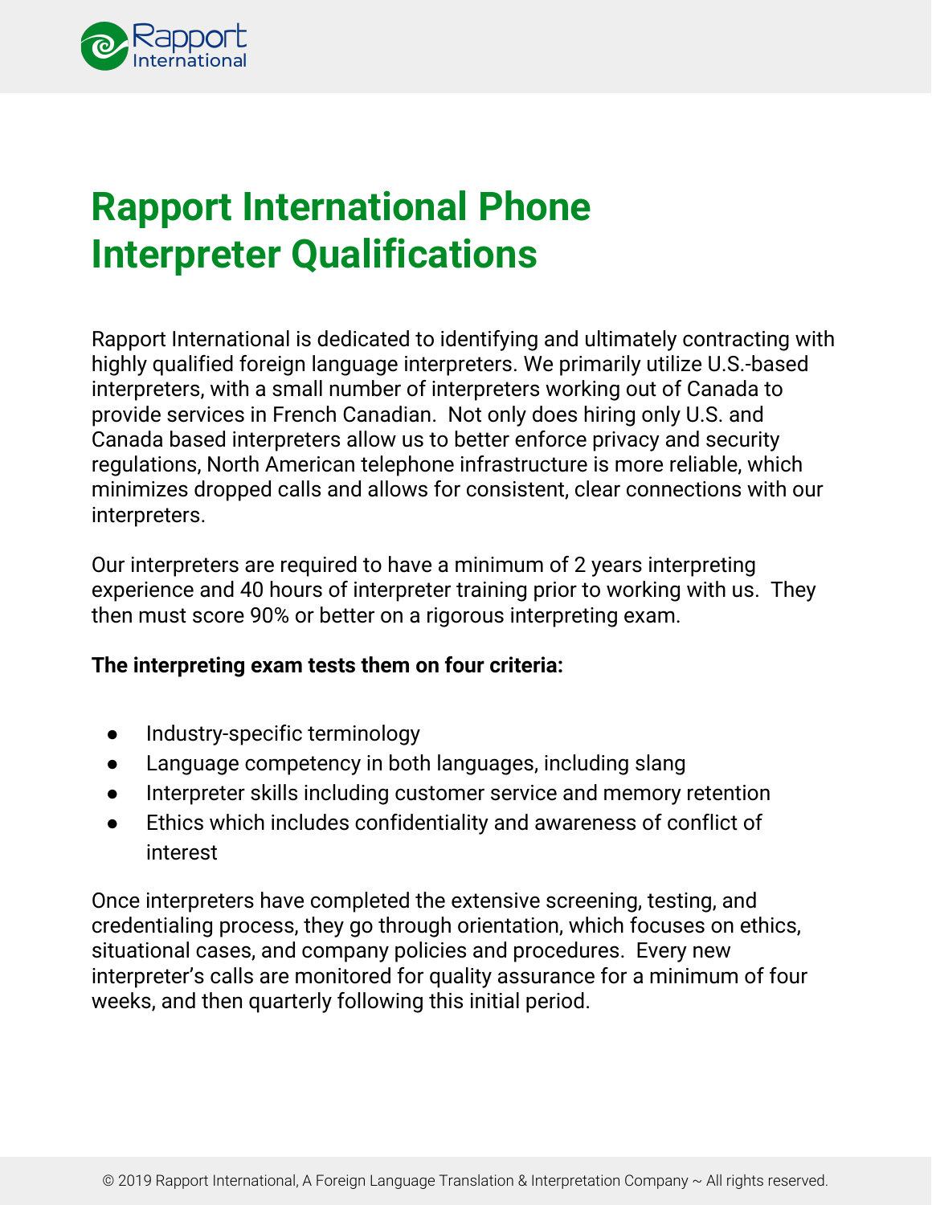# Rapport International Phone Interpreter Qualifications

Rapport International is dedicated to identifying and ultimately contracting with highly qualified foreign language interpreters. We primarily utilize U.S.-based interpreters, with a small number of interpreters working out of Canada to provide services in French Canadian. Not only does hiring only U.S. and Canada based interpreters allow us to better enforce privacy and security regulations, North American telephone infrastructure is more reliable, which minimizes dropped calls and allows for consistent, clear connections with our interpreters.

Our interpreters are required to have a minimum of 2 years interpreting experience and 40 hours of interpreter training prior to working with us. They then must score 90% or better on a rigorous interpreting exam.

**The interpreting exam tests them on four criteria:**

- Industry-specific terminology
- Language competency in both languages, including slang
- Interpreter skills including customer service and memory retention
- Ethics which includes confidentiality and awareness of conflict of interest

Once interpreters have completed the extensive screening, testing, and credentialing process, they go through orientation, which focuses on ethics, situational cases, and company policies and procedures. Every new interpreter's calls are monitored for quality assurance for a minimum of four weeks, and then quarterly following this initial period.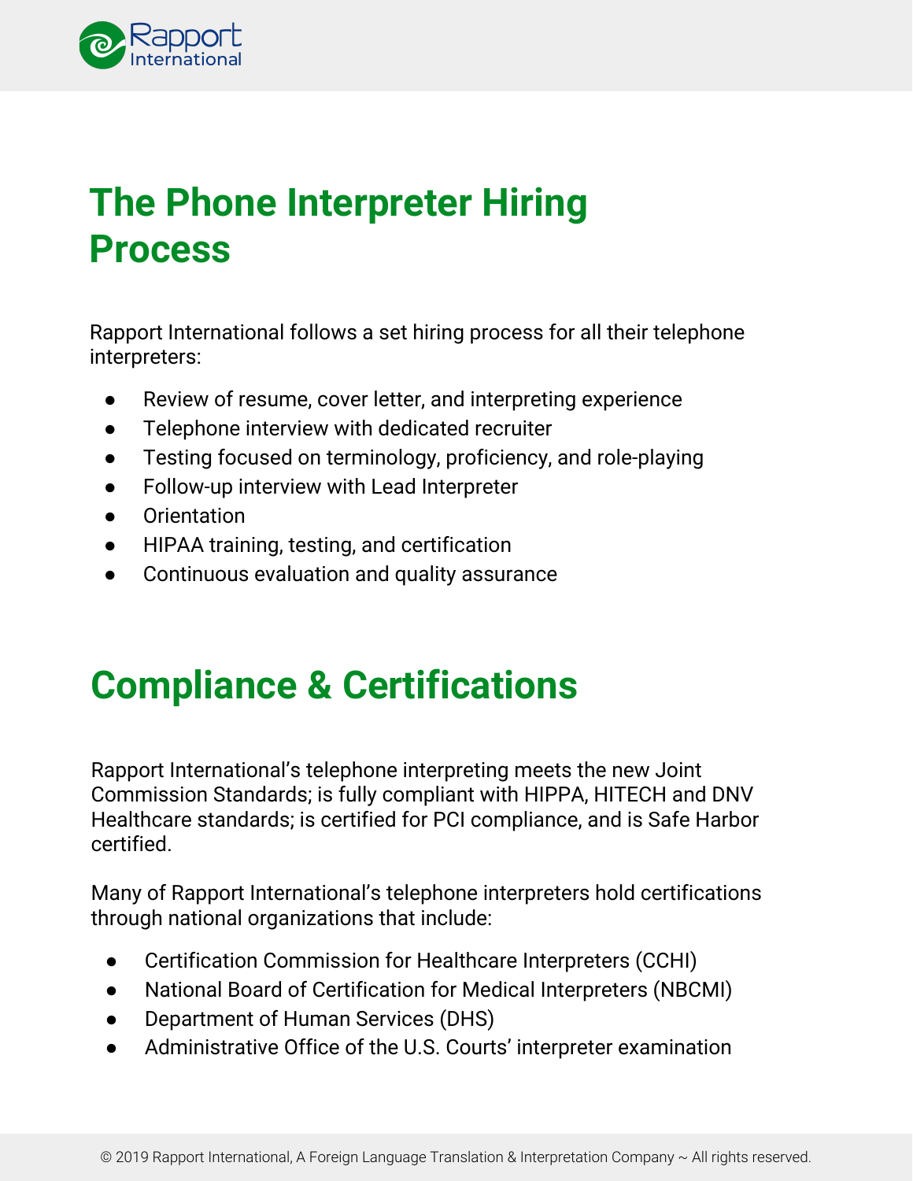# The Phone Interpreter Hiring Process

Rapport International follows a set hiring process for all their telephone interpreters:

- Review of resume, cover letter, and interpreting experience
- Telephone interview with dedicated recruiter
- Testing focused on terminology, proficiency, and role-playing
- Follow-up interview with Lead Interpreter
- Orientation
- HIPAA training, testing, and certification
- Continuous evaluation and quality assurance

# Compliance & Certifications

Rapport International's telephone interpreting meets the new Joint Commission Standards; is fully compliant with HIPPA, HITECH and DNV Healthcare standards; is certified for PCI compliance, and is Safe Harbor certified.

Many of Rapport International's telephone interpreters hold certifications through national organizations that include:

- Certification Commission for Healthcare Interpreters (CCHI)
- National Board of Certification for Medical Interpreters (NBCMI)
- Department of Human Services (DHS)
- Administrative Office of the U.S. Courts' interpreter examination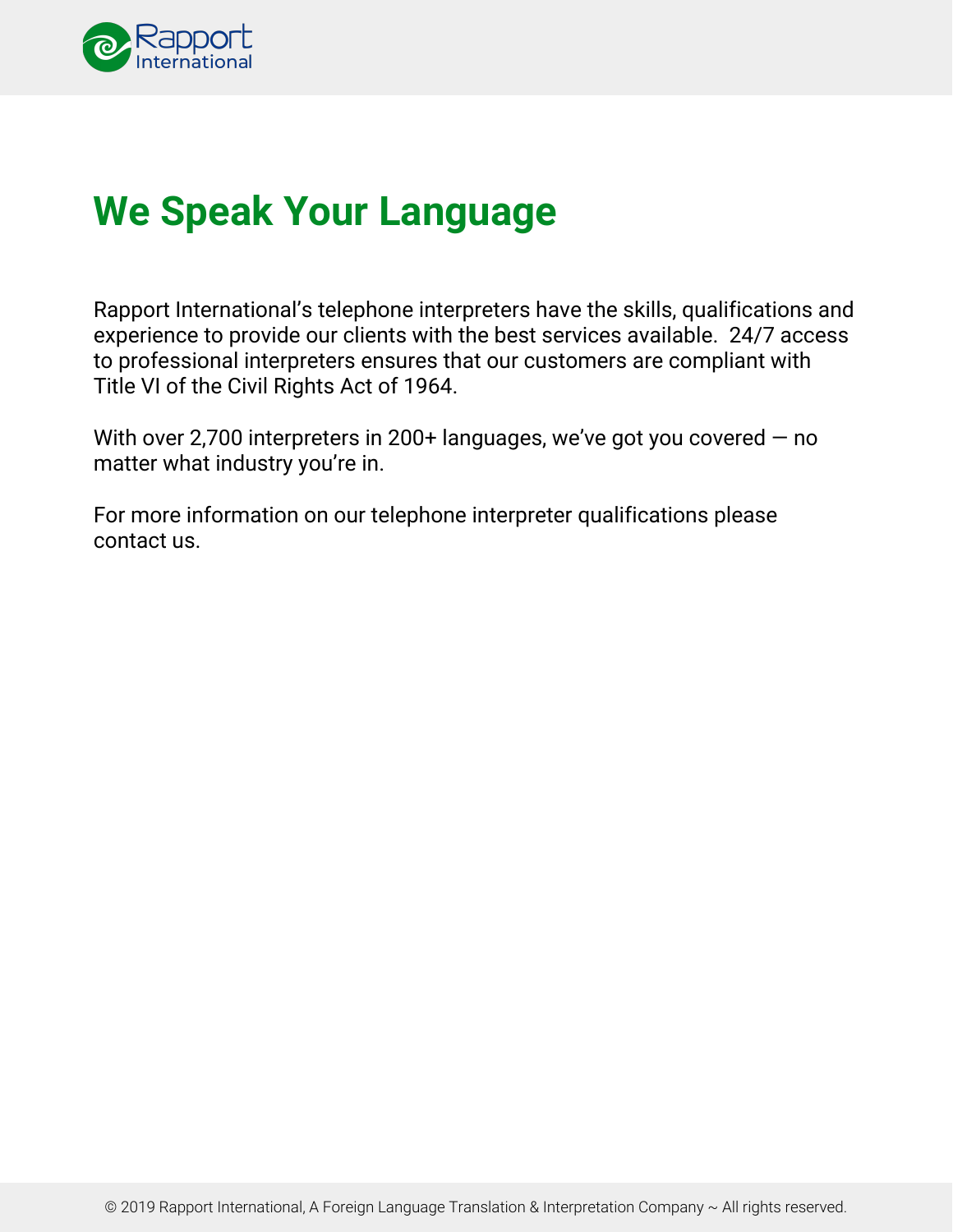# We Speak Your Language

Rapport International's telephone interpreters have the skills, qualifications and experience to provide our clients with the best services available.  24/7 access to professional interpreters ensures that our customers are compliant with Title VI of the Civil Rights Act of 1964.

With over 2,700 interpreters in 200+ languages, we've got you covered — no matter what industry you're in.

For more information on our telephone interpreter qualifications please contact us.